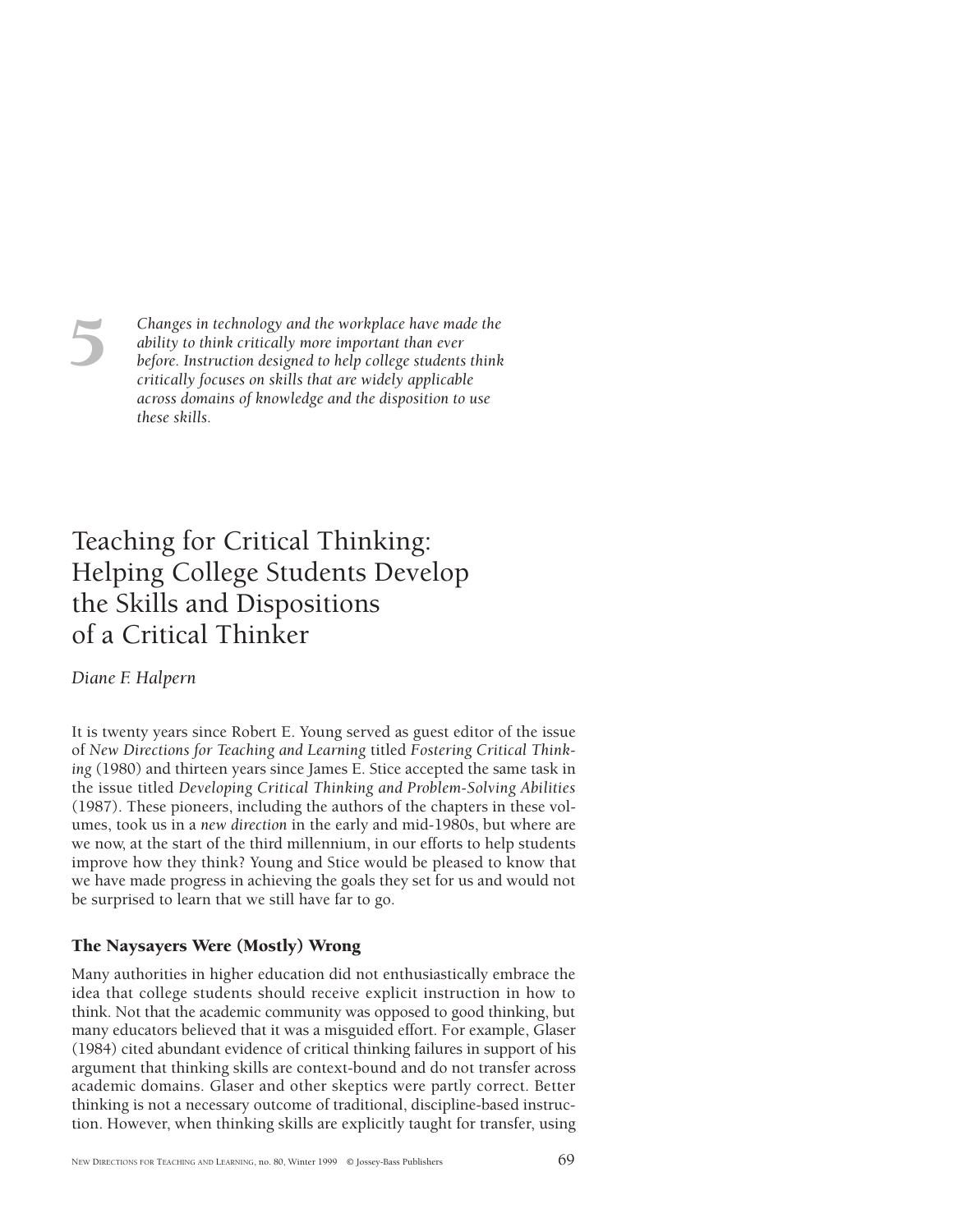5

*Changes in technology and the workplace have made the ability to think critically more important than ever before. Instruction designed to help college students think critically focuses on skills that are widely applicable across domains of knowledge and the disposition to use these skills.*

# Teaching for Critical Thinking: Helping College Students Develop the Skills and Dispositions of a Critical Thinker

*Diane F. Halpern*

It is twenty years since Robert E. Young served as guest editor of the issue of *New Directions for Teaching and Learning* titled *Fostering Critical Thinking* (1980) and thirteen years since James E. Stice accepted the same task in the issue titled *Developing Critical Thinking and Problem-Solving Abilities* (1987). These pioneers, including the authors of the chapters in these volumes, took us in a *new direction* in the early and mid-1980s, but where are we now, at the start of the third millennium, in our efforts to help students improve how they think? Young and Stice would be pleased to know that we have made progress in achieving the goals they set for us and would not be surprised to learn that we still have far to go.

## The Naysayers Were (Mostly) Wrong

Many authorities in higher education did not enthusiastically embrace the idea that college students should receive explicit instruction in how to think. Not that the academic community was opposed to good thinking, but many educators believed that it was a misguided effort. For example, Glaser (1984) cited abundant evidence of critical thinking failures in support of his argument that thinking skills are context-bound and do not transfer across academic domains. Glaser and other skeptics were partly correct. Better thinking is not a necessary outcome of traditional, discipline-based instruction. However, when thinking skills are explicitly taught for transfer, using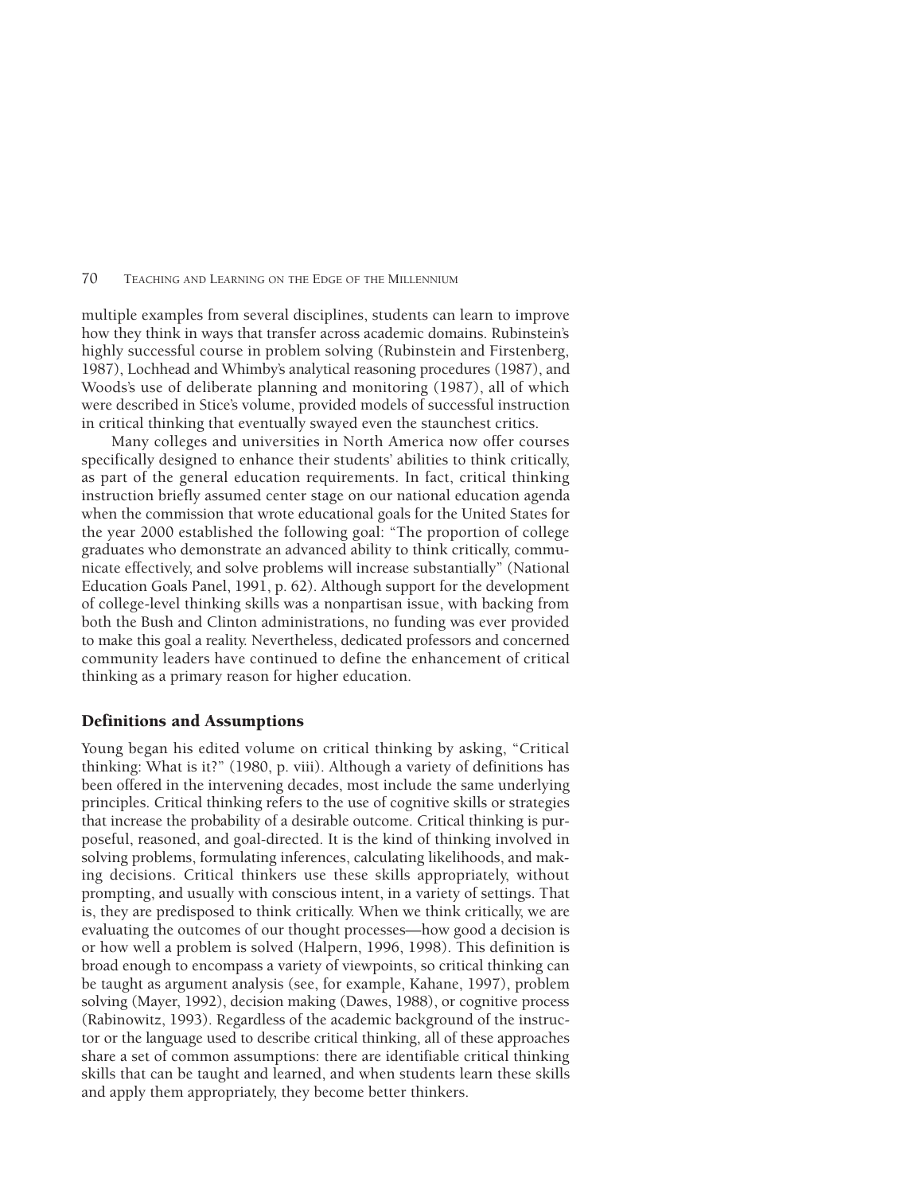multiple examples from several disciplines, students can learn to improve how they think in ways that transfer across academic domains. Rubinstein's highly successful course in problem solving (Rubinstein and Firstenberg, 1987), Lochhead and Whimby's analytical reasoning procedures (1987), and Woods's use of deliberate planning and monitoring (1987), all of which were described in Stice's volume, provided models of successful instruction in critical thinking that eventually swayed even the staunchest critics.

Many colleges and universities in North America now offer courses specifically designed to enhance their students' abilities to think critically, as part of the general education requirements. In fact, critical thinking instruction briefly assumed center stage on our national education agenda when the commission that wrote educational goals for the United States for the year 2000 established the following goal: "The proportion of college graduates who demonstrate an advanced ability to think critically, communicate effectively, and solve problems will increase substantially" (National Education Goals Panel, 1991, p. 62). Although support for the development of college-level thinking skills was a nonpartisan issue, with backing from both the Bush and Clinton administrations, no funding was ever provided to make this goal a reality. Nevertheless, dedicated professors and concerned community leaders have continued to define the enhancement of critical thinking as a primary reason for higher education.

## Definitions and Assumptions

Young began his edited volume on critical thinking by asking, "Critical thinking: What is it?" (1980, p. viii). Although a variety of definitions has been offered in the intervening decades, most include the same underlying principles. Critical thinking refers to the use of cognitive skills or strategies that increase the probability of a desirable outcome. Critical thinking is purposeful, reasoned, and goal-directed. It is the kind of thinking involved in solving problems, formulating inferences, calculating likelihoods, and making decisions. Critical thinkers use these skills appropriately, without prompting, and usually with conscious intent, in a variety of settings. That is, they are predisposed to think critically. When we think critically, we are evaluating the outcomes of our thought processes—how good a decision is or how well a problem is solved (Halpern, 1996, 1998). This definition is broad enough to encompass a variety of viewpoints, so critical thinking can be taught as argument analysis (see, for example, Kahane, 1997), problem solving (Mayer, 1992), decision making (Dawes, 1988), or cognitive process (Rabinowitz, 1993). Regardless of the academic background of the instructor or the language used to describe critical thinking, all of these approaches share a set of common assumptions: there are identifiable critical thinking skills that can be taught and learned, and when students learn these skills and apply them appropriately, they become better thinkers.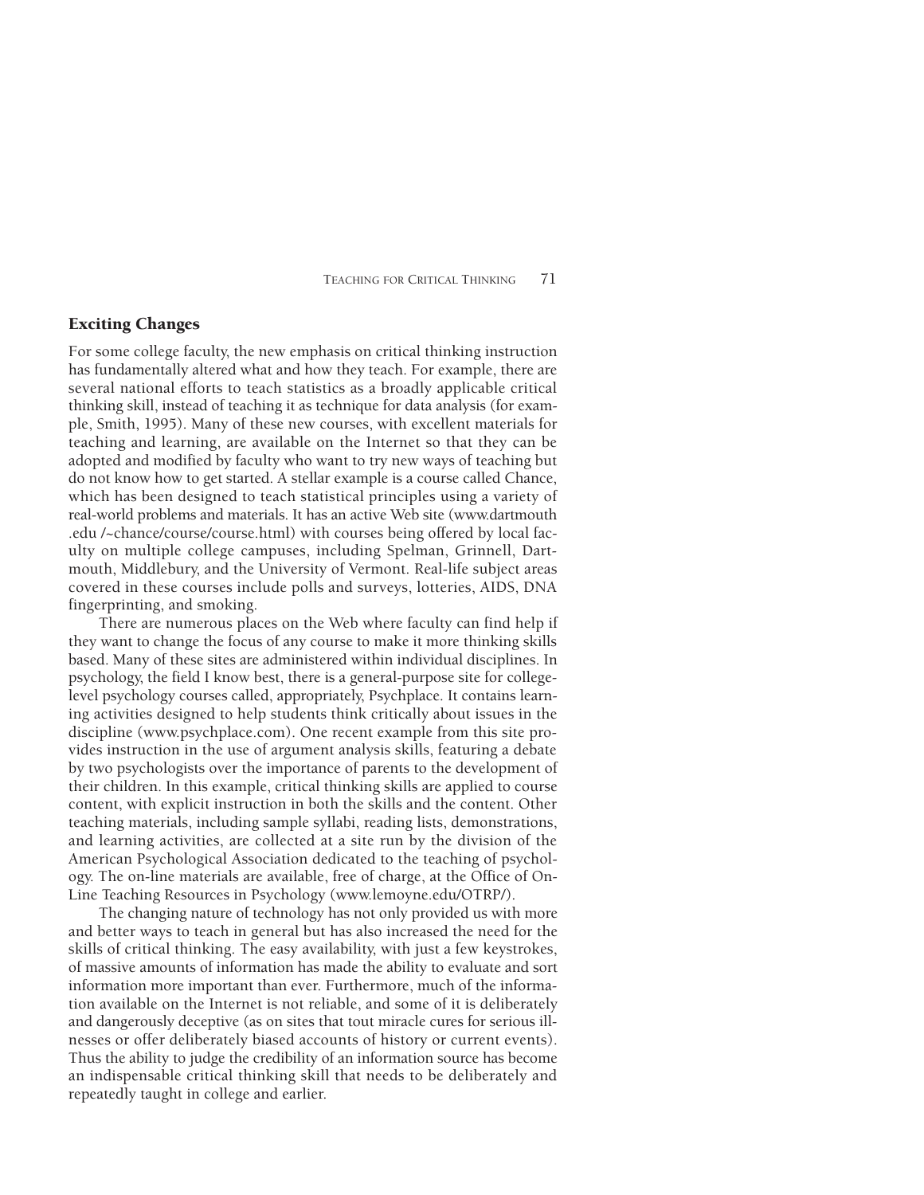## Exciting Changes

For some college faculty, the new emphasis on critical thinking instruction has fundamentally altered what and how they teach. For example, there are several national efforts to teach statistics as a broadly applicable critical thinking skill, instead of teaching it as technique for data analysis (for example, Smith, 1995). Many of these new courses, with excellent materials for teaching and learning, are available on the Internet so that they can be adopted and modified by faculty who want to try new ways of teaching but do not know how to get started. A stellar example is a course called Chance, which has been designed to teach statistical principles using a variety of real-world problems and materials. It has an active Web site (www.dartmouth .edu /~chance/course/course.html) with courses being offered by local faculty on multiple college campuses, including Spelman, Grinnell, Dartmouth, Middlebury, and the University of Vermont. Real-life subject areas covered in these courses include polls and surveys, lotteries, AIDS, DNA fingerprinting, and smoking.

There are numerous places on the Web where faculty can find help if they want to change the focus of any course to make it more thinking skills based. Many of these sites are administered within individual disciplines. In psychology, the field I know best, there is a general-purpose site for college-level psychology courses called, appropriately, Psychplace. It contains learning activities designed to help students think critically about issues in the discipline (www.psychplace.com). One recent example from this site provides instruction in the use of argument analysis skills, featuring a debate by two psychologists over the importance of parents to the development of their children. In this example, critical thinking skills are applied to course content, with explicit instruction in both the skills and the content. Other teaching materials, including sample syllabi, reading lists, demonstrations, and learning activities, are collected at a site run by the division of the American Psychological Association dedicated to the teaching of psychology. The on-line materials are available, free of charge, at the Office of On-Line Teaching Resources in Psychology (www.lemoyne.edu/OTRP/).

The changing nature of technology has not only provided us with more and better ways to teach in general but has also increased the need for the skills of critical thinking. The easy availability, with just a few keystrokes, of massive amounts of information has made the ability to evaluate and sort information more important than ever. Furthermore, much of the information available on the Internet is not reliable, and some of it is deliberately and dangerously deceptive (as on sites that tout miracle cures for serious illnesses or offer deliberately biased accounts of history or current events). Thus the ability to judge the credibility of an information source has become an indispensable critical thinking skill that needs to be deliberately and repeatedly taught in college and earlier.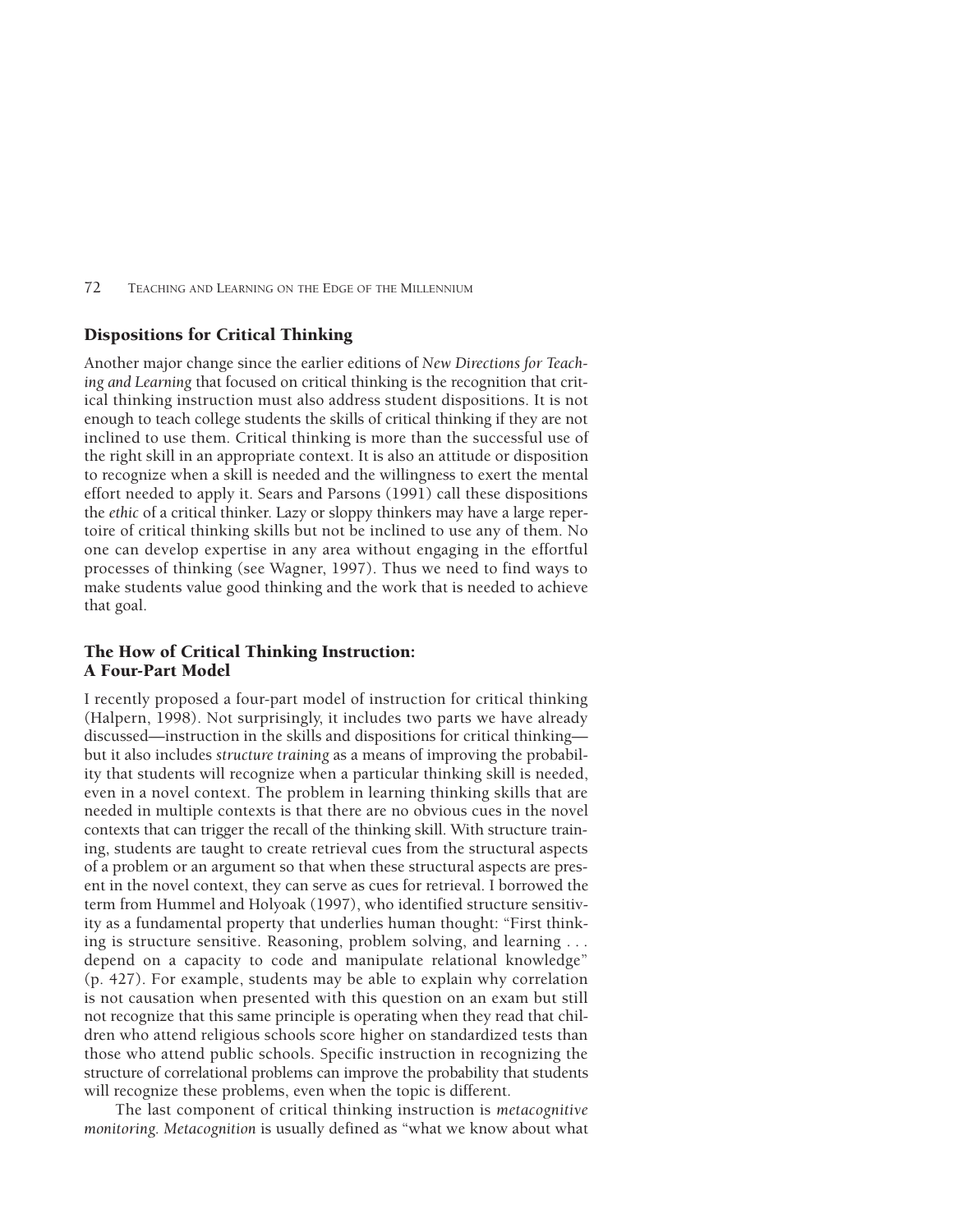## Dispositions for Critical Thinking

Another major change since the earlier editions of *New Directions for Teaching and Learning* that focused on critical thinking is the recognition that critical thinking instruction must also address student dispositions. It is not enough to teach college students the skills of critical thinking if they are not inclined to use them. Critical thinking is more than the successful use of the right skill in an appropriate context. It is also an attitude or disposition to recognize when a skill is needed and the willingness to exert the mental effort needed to apply it. Sears and Parsons (1991) call these dispositions the *ethic* of a critical thinker. Lazy or sloppy thinkers may have a large repertoire of critical thinking skills but not be inclined to use any of them. No one can develop expertise in any area without engaging in the effortful processes of thinking (see Wagner, 1997). Thus we need to find ways to make students value good thinking and the work that is needed to achieve that goal.

## The How of Critical Thinking Instruction: A Four-Part Model

I recently proposed a four-part model of instruction for critical thinking (Halpern, 1998). Not surprisingly, it includes two parts we have already discussed—instruction in the skills and dispositions for critical thinking—but it also includes *structure training* as a means of improving the probability that students will recognize when a particular thinking skill is needed, even in a novel context. The problem in learning thinking skills that are needed in multiple contexts is that there are no obvious cues in the novel contexts that can trigger the recall of the thinking skill. With structure training, students are taught to create retrieval cues from the structural aspects of a problem or an argument so that when these structural aspects are present in the novel context, they can serve as cues for retrieval. I borrowed the term from Hummel and Holyoak (1997), who identified structure sensitivity as a fundamental property that underlies human thought: "First thinking is structure sensitive. Reasoning, problem solving, and learning . . . depend on a capacity to code and manipulate relational knowledge" (p. 427). For example, students may be able to explain why correlation is not causation when presented with this question on an exam but still not recognize that this same principle is operating when they read that children who attend religious schools score higher on standardized tests than those who attend public schools. Specific instruction in recognizing the structure of correlational problems can improve the probability that students will recognize these problems, even when the topic is different.

The last component of critical thinking instruction is *metacognitive monitoring. Metacognition* is usually defined as "what we know about what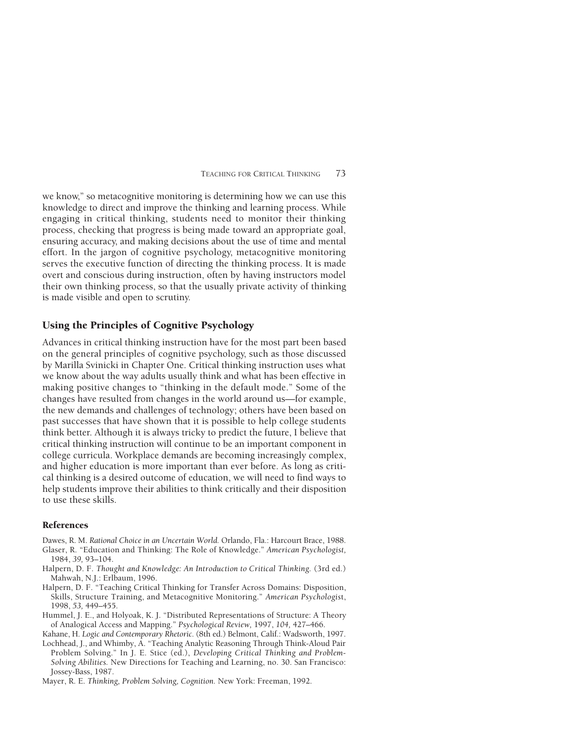we know," so metacognitive monitoring is determining how we can use this knowledge to direct and improve the thinking and learning process. While engaging in critical thinking, students need to monitor their thinking process, checking that progress is being made toward an appropriate goal, ensuring accuracy, and making decisions about the use of time and mental effort. In the jargon of cognitive psychology, metacognitive monitoring serves the executive function of directing the thinking process. It is made overt and conscious during instruction, often by having instructors model their own thinking process, so that the usually private activity of thinking is made visible and open to scrutiny.

## Using the Principles of Cognitive Psychology

Advances in critical thinking instruction have for the most part been based on the general principles of cognitive psychology, such as those discussed by Marilla Svinicki in Chapter One. Critical thinking instruction uses what we know about the way adults usually think and what has been effective in making positive changes to "thinking in the default mode." Some of the changes have resulted from changes in the world around us—for example, the new demands and challenges of technology; others have been based on past successes that have shown that it is possible to help college students think better. Although it is always tricky to predict the future, I believe that critical thinking instruction will continue to be an important component in college curricula. Workplace demands are becoming increasingly complex, and higher education is more important than ever before. As long as critical thinking is a desired outcome of education, we will need to find ways to help students improve their abilities to think critically and their disposition to use these skills.

### References

Dawes, R. M. *Rational Choice in an Uncertain World.* Orlando, Fla.: Harcourt Brace, 1988.

Glaser, R. "Education and Thinking: The Role of Knowledge." *American Psychologist,* 1984, *39,* 93–104.

Halpern, D. F. *Thought and Knowledge: An Introduction to Critical Thinking.* (3rd ed.) Mahwah, N.J.: Erlbaum, 1996.

Halpern, D. F. "Teaching Critical Thinking for Transfer Across Domains: Disposition, Skills, Structure Training, and Metacognitive Monitoring." *American Psychologist*, 1998, *53,* 449–455.

Hummel, J. E., and Holyoak, K. J. "Distributed Representations of Structure: A Theory of Analogical Access and Mapping." *Psychological Review,* 1997, *104,* 427–466.

Kahane, H. *Logic and Contemporary Rhetoric.* (8th ed.) Belmont, Calif.: Wadsworth, 1997.

Lochhead, J., and Whimby, A. "Teaching Analytic Reasoning Through Think-Aloud Pair Problem Solving." In J. E. Stice (ed.), *Developing Critical Thinking and Problem-Solving Abilities.* New Directions for Teaching and Learning, no. 30. San Francisco: Jossey-Bass, 1987.

Mayer, R. E. *Thinking, Problem Solving, Cognition.* New York: Freeman, 1992.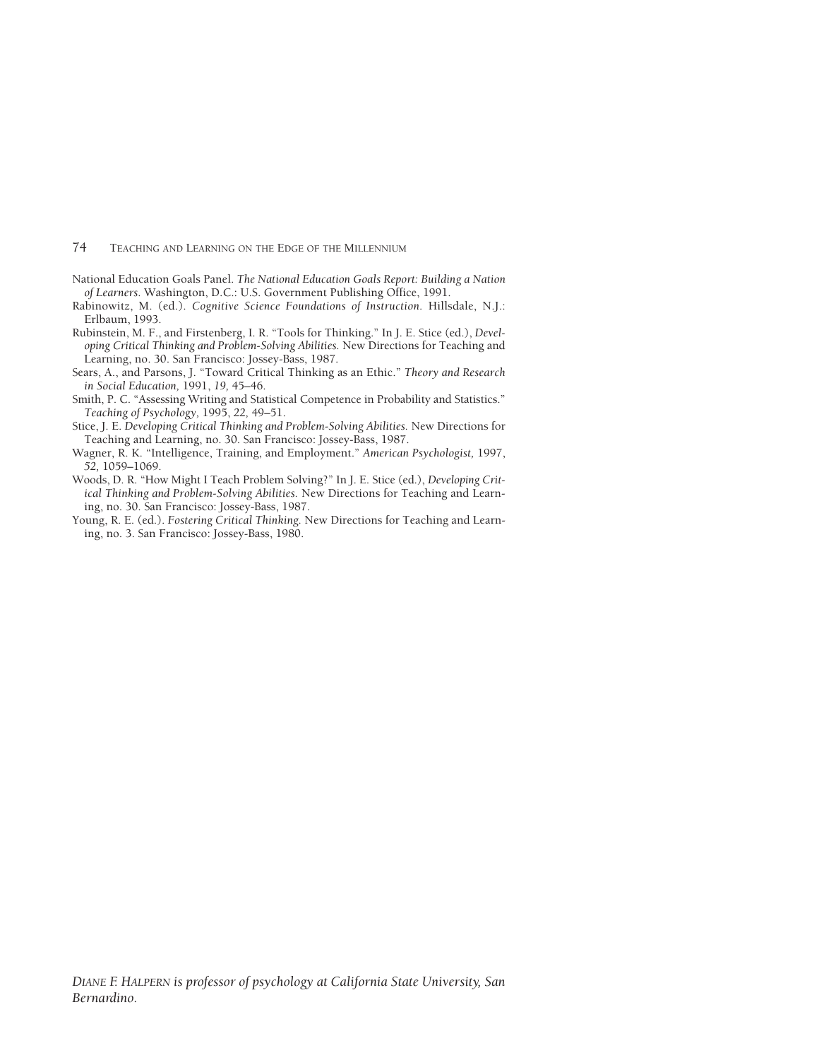National Education Goals Panel. *The National Education Goals Report: Building a Nation of Learners.* Washington, D.C.: U.S. Government Publishing Office, 1991.

Rabinowitz, M. (ed.). *Cognitive Science Foundations of Instruction.* Hillsdale, N.J.: Erlbaum, 1993.

Rubinstein, M. F., and Firstenberg, I. R. "Tools for Thinking." In J. E. Stice (ed.), *Developing Critical Thinking and Problem-Solving Abilities.* New Directions for Teaching and Learning, no. 30. San Francisco: Jossey-Bass, 1987.

Sears, A., and Parsons, J. "Toward Critical Thinking as an Ethic." *Theory and Research in Social Education,* 1991, *19,* 45–46.

Smith, P. C. "Assessing Writing and Statistical Competence in Probability and Statistics." *Teaching of Psychology,* 1995, *22,* 49–51.

Stice, J. E. *Developing Critical Thinking and Problem-Solving Abilities.* New Directions for Teaching and Learning, no. 30. San Francisco: Jossey-Bass, 1987.

Wagner, R. K. "Intelligence, Training, and Employment." *American Psychologist,* 1997, *52,* 1059–1069.

Woods, D. R. "How Might I Teach Problem Solving?" In J. E. Stice (ed.), *Developing Critical Thinking and Problem-Solving Abilities.* New Directions for Teaching and Learning, no. 30. San Francisco: Jossey-Bass, 1987.

Young, R. E. (ed.). *Fostering Critical Thinking.* New Directions for Teaching and Learning, no. 3. San Francisco: Jossey-Bass, 1980.

*DIANE F. HALPERN is professor of psychology at California State University, San Bernardino.*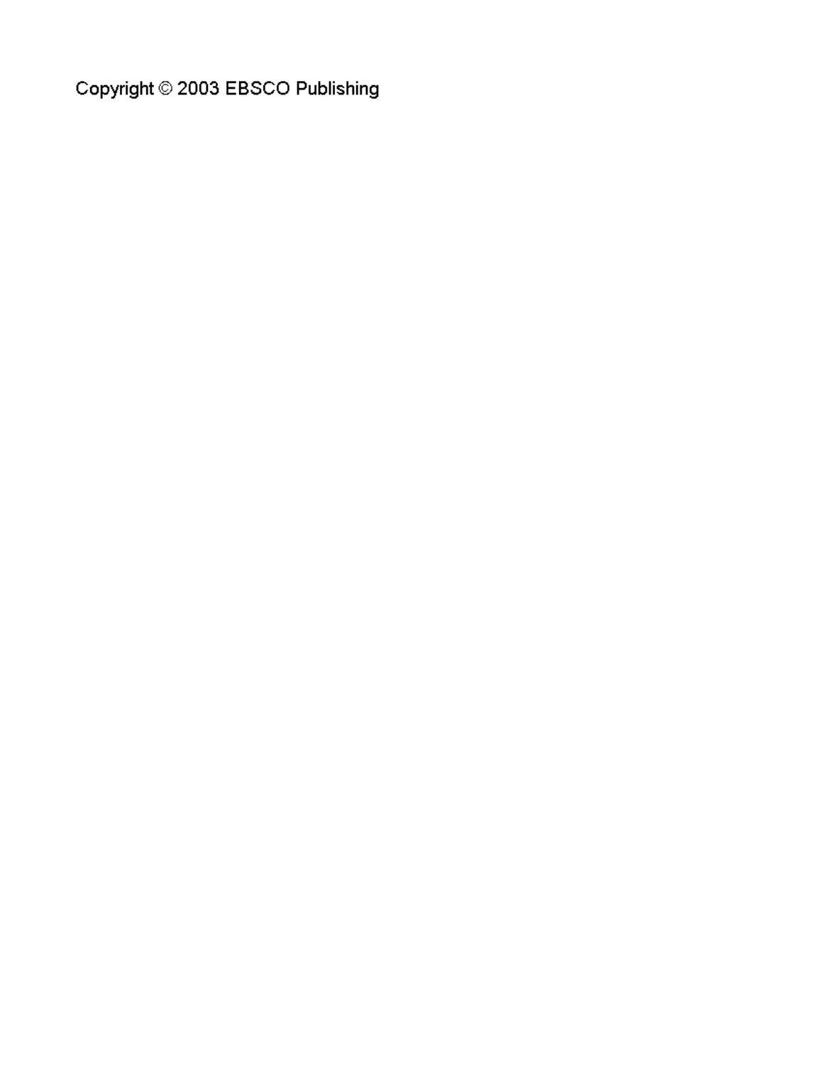Copyright © 2003 EBSCO Publishing